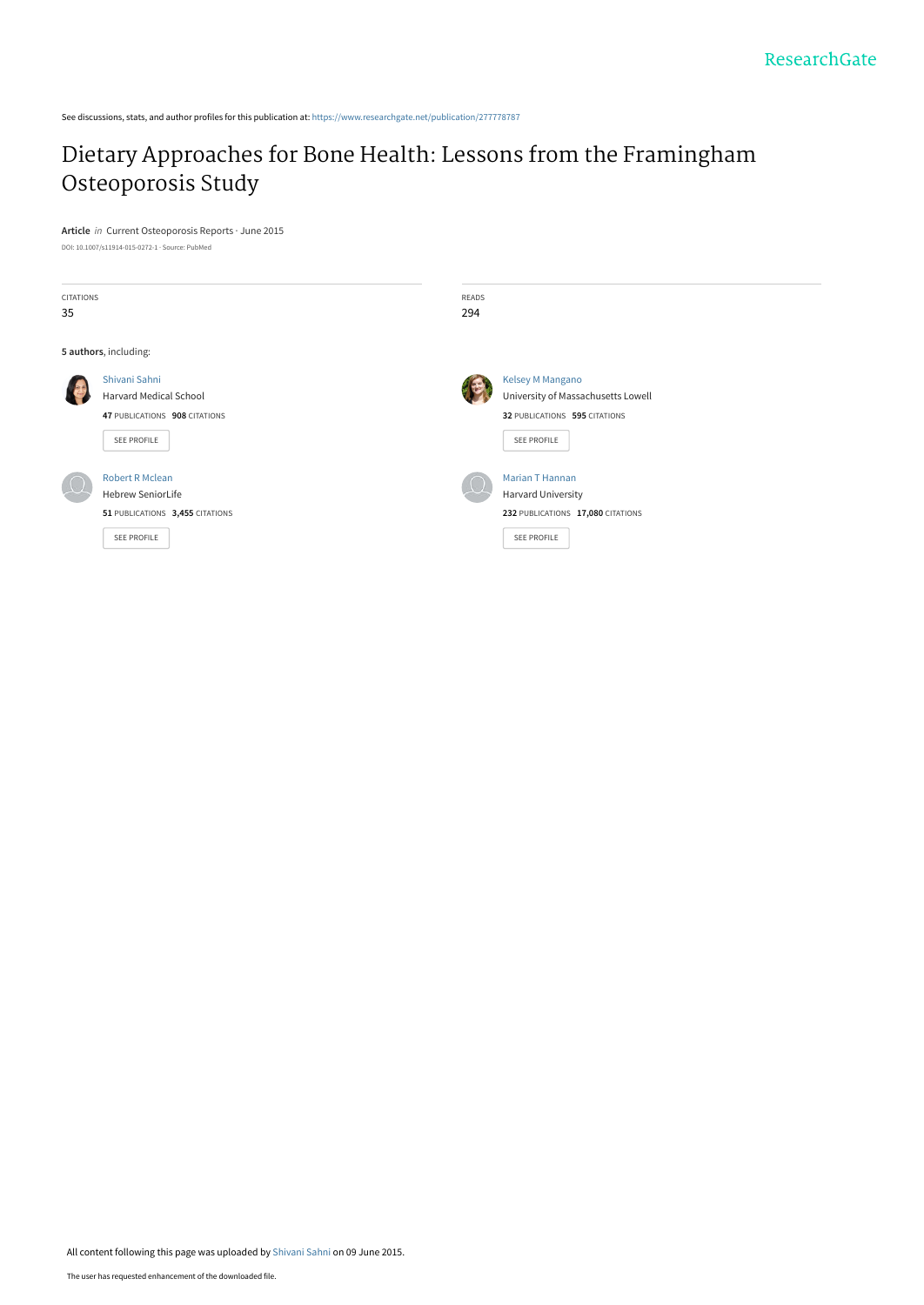See discussions, stats, and author profiles for this publication at: https://www.researchgate.net/publication/277778787

# Dietary Approaches for Bone Health: Lessons from the Framingham Osteoporosis Study

**Article** *in* Current Osteoporosis Reports · June 2015

DOI: 10.1007/s11914-015-0272-1 · Source: PubMed

CITATIONS
35

READS
294

**5 authors**, including:

Shivani Sahni
Harvard Medical School
**47** PUBLICATIONS **908** CITATIONS
SEE PROFILE

Kelsey M Mangano
University of Massachusetts Lowell
**32** PUBLICATIONS **595** CITATIONS
SEE PROFILE

Robert R Mclean
Hebrew SeniorLife
**51** PUBLICATIONS **3,455** CITATIONS
SEE PROFILE

Marian T Hannan
Harvard University
**232** PUBLICATIONS **17,080** CITATIONS
SEE PROFILE

All content following this page was uploaded by Shivani Sahni on 09 June 2015.

The user has requested enhancement of the downloaded file.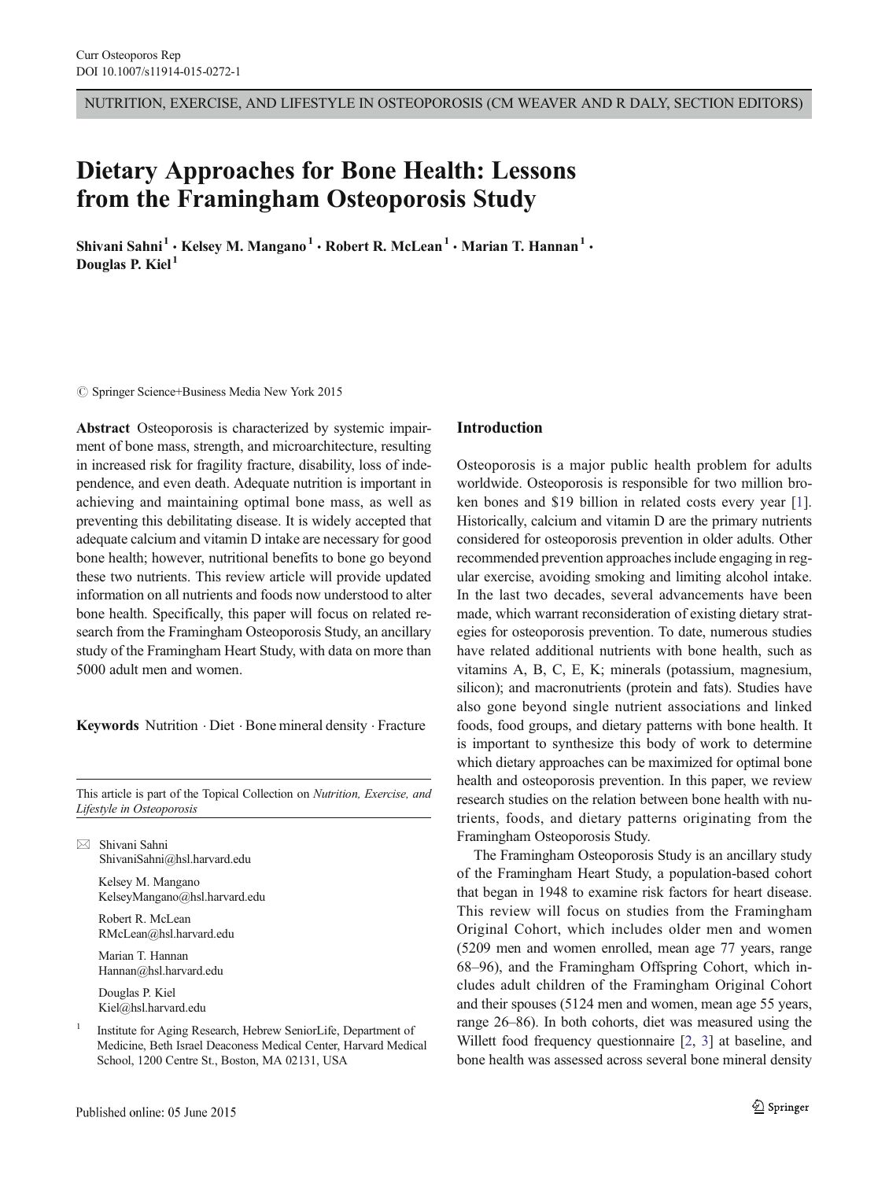NUTRITION, EXERCISE, AND LIFESTYLE IN OSTEOPOROSIS (CM WEAVER AND R DALY, SECTION EDITORS)

# Dietary Approaches for Bone Health: Lessons from the Framingham Osteoporosis Study

**Shivani Sahni**[1] **· Kelsey M. Mangano**[1] **· Robert R. McLean**[1] **· Marian T. Hannan**[1] **· Douglas P. Kiel**[1]

© Springer Science+Business Media New York 2015

**Abstract** Osteoporosis is characterized by systemic impairment of bone mass, strength, and microarchitecture, resulting in increased risk for fragility fracture, disability, loss of independence, and even death. Adequate nutrition is important in achieving and maintaining optimal bone mass, as well as preventing this debilitating disease. It is widely accepted that adequate calcium and vitamin D intake are necessary for good bone health; however, nutritional benefits to bone go beyond these two nutrients. This review article will provide updated information on all nutrients and foods now understood to alter bone health. Specifically, this paper will focus on related research from the Framingham Osteoporosis Study, an ancillary study of the Framingham Heart Study, with data on more than 5000 adult men and women.

**Keywords** Nutrition · Diet · Bone mineral density · Fracture

This article is part of the Topical Collection on *Nutrition, Exercise, and Lifestyle in Osteoporosis*

✉ Shivani Sahni
ShivaniSahni@hsl.harvard.edu

Kelsey M. Mangano
KelseyMangano@hsl.harvard.edu

Robert R. McLean
RMcLean@hsl.harvard.edu

Marian T. Hannan
Hannan@hsl.harvard.edu

Douglas P. Kiel
Kiel@hsl.harvard.edu

[1] Institute for Aging Research, Hebrew SeniorLife, Department of Medicine, Beth Israel Deaconess Medical Center, Harvard Medical School, 1200 Centre St., Boston, MA 02131, USA

## Introduction

Osteoporosis is a major public health problem for adults worldwide. Osteoporosis is responsible for two million broken bones and $19 billion in related costs every year [1]. Historically, calcium and vitamin D are the primary nutrients considered for osteoporosis prevention in older adults. Other recommended prevention approaches include engaging in regular exercise, avoiding smoking and limiting alcohol intake. In the last two decades, several advancements have been made, which warrant reconsideration of existing dietary strategies for osteoporosis prevention. To date, numerous studies have related additional nutrients with bone health, such as vitamins A, B, C, E, K; minerals (potassium, magnesium, silicon); and macronutrients (protein and fats). Studies have also gone beyond single nutrient associations and linked foods, food groups, and dietary patterns with bone health. It is important to synthesize this body of work to determine which dietary approaches can be maximized for optimal bone health and osteoporosis prevention. In this paper, we review research studies on the relation between bone health with nutrients, foods, and dietary patterns originating from the Framingham Osteoporosis Study.

The Framingham Osteoporosis Study is an ancillary study of the Framingham Heart Study, a population-based cohort that began in 1948 to examine risk factors for heart disease. This review will focus on studies from the Framingham Original Cohort, which includes older men and women (5209 men and women enrolled, mean age 77 years, range 68–96), and the Framingham Offspring Cohort, which includes adult children of the Framingham Original Cohort and their spouses (5124 men and women, mean age 55 years, range 26–86). In both cohorts, diet was measured using the Willett food frequency questionnaire [2, 3] at baseline, and bone health was assessed across several bone mineral density

Published online: 05 June 2015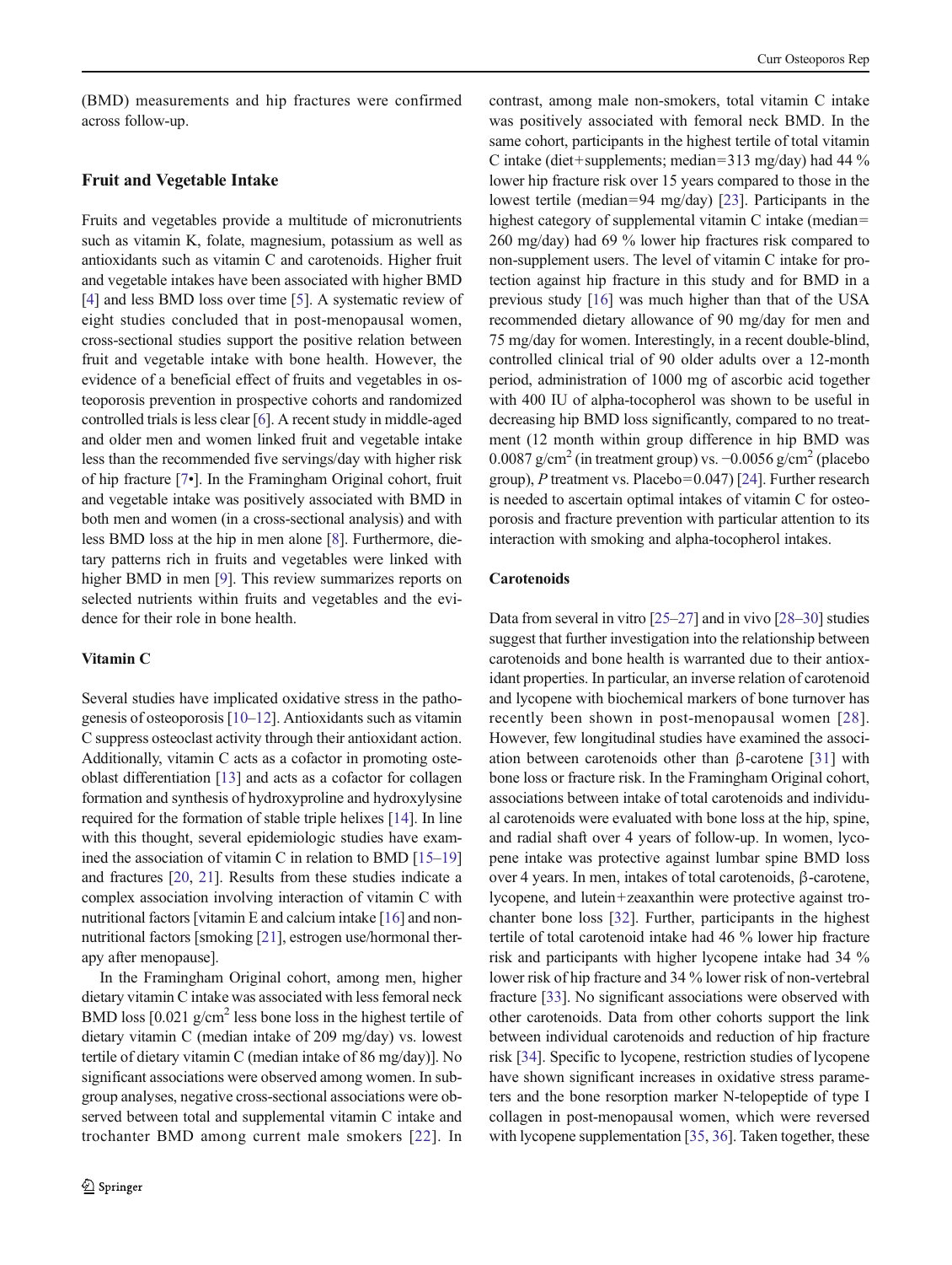(BMD) measurements and hip fractures were confirmed across follow-up.

## Fruit and Vegetable Intake

Fruits and vegetables provide a multitude of micronutrients such as vitamin K, folate, magnesium, potassium as well as antioxidants such as vitamin C and carotenoids. Higher fruit and vegetable intakes have been associated with higher BMD [4] and less BMD loss over time [5]. A systematic review of eight studies concluded that in post-menopausal women, cross-sectional studies support the positive relation between fruit and vegetable intake with bone health. However, the evidence of a beneficial effect of fruits and vegetables in osteoporosis prevention in prospective cohorts and randomized controlled trials is less clear [6]. A recent study in middle-aged and older men and women linked fruit and vegetable intake less than the recommended five servings/day with higher risk of hip fracture [7•]. In the Framingham Original cohort, fruit and vegetable intake was positively associated with BMD in both men and women (in a cross-sectional analysis) and with less BMD loss at the hip in men alone [8]. Furthermore, dietary patterns rich in fruits and vegetables were linked with higher BMD in men [9]. This review summarizes reports on selected nutrients within fruits and vegetables and the evidence for their role in bone health.

### Vitamin C

Several studies have implicated oxidative stress in the pathogenesis of osteoporosis [10–12]. Antioxidants such as vitamin C suppress osteoclast activity through their antioxidant action. Additionally, vitamin C acts as a cofactor in promoting osteoblast differentiation [13] and acts as a cofactor for collagen formation and synthesis of hydroxyproline and hydroxylysine required for the formation of stable triple helixes [14]. In line with this thought, several epidemiologic studies have examined the association of vitamin C in relation to BMD [15–19] and fractures [20, 21]. Results from these studies indicate a complex association involving interaction of vitamin C with nutritional factors [vitamin E and calcium intake [16] and non-nutritional factors [smoking [21], estrogen use/hormonal therapy after menopause].

In the Framingham Original cohort, among men, higher dietary vitamin C intake was associated with less femoral neck BMD loss [0.021 g/cm$^2$ less bone loss in the highest tertile of dietary vitamin C (median intake of 209 mg/day) vs. lowest tertile of dietary vitamin C (median intake of 86 mg/day)]. No significant associations were observed among women. In subgroup analyses, negative cross-sectional associations were observed between total and supplemental vitamin C intake and trochanter BMD among current male smokers [22]. In contrast, among male non-smokers, total vitamin C intake was positively associated with femoral neck BMD. In the same cohort, participants in the highest tertile of total vitamin C intake (diet+supplements; median=313 mg/day) had 44 % lower hip fracture risk over 15 years compared to those in the lowest tertile (median=94 mg/day) [23]. Participants in the highest category of supplemental vitamin C intake (median= 260 mg/day) had 69 % lower hip fractures risk compared to non-supplement users. The level of vitamin C intake for protection against hip fracture in this study and for BMD in a previous study [16] was much higher than that of the USA recommended dietary allowance of 90 mg/day for men and 75 mg/day for women. Interestingly, in a recent double-blind, controlled clinical trial of 90 older adults over a 12-month period, administration of 1000 mg of ascorbic acid together with 400 IU of alpha-tocopherol was shown to be useful in decreasing hip BMD loss significantly, compared to no treatment (12 month within group difference in hip BMD was 0.0087 g/cm$^2$ (in treatment group) vs. −0.0056 g/cm$^2$ (placebo group), $P$ treatment vs. Placebo=0.047) [24]. Further research is needed to ascertain optimal intakes of vitamin C for osteoporosis and fracture prevention with particular attention to its interaction with smoking and alpha-tocopherol intakes.

### Carotenoids

Data from several in vitro [25–27] and in vivo [28–30] studies suggest that further investigation into the relationship between carotenoids and bone health is warranted due to their antioxidant properties. In particular, an inverse relation of carotenoid and lycopene with biochemical markers of bone turnover has recently been shown in post-menopausal women [28]. However, few longitudinal studies have examined the association between carotenoids other than β-carotene [31] with bone loss or fracture risk. In the Framingham Original cohort, associations between intake of total carotenoids and individual carotenoids were evaluated with bone loss at the hip, spine, and radial shaft over 4 years of follow-up. In women, lycopene intake was protective against lumbar spine BMD loss over 4 years. In men, intakes of total carotenoids, β-carotene, lycopene, and lutein+zeaxanthin were protective against trochanter bone loss [32]. Further, participants in the highest tertile of total carotenoid intake had 46 % lower hip fracture risk and participants with higher lycopene intake had 34 % lower risk of hip fracture and 34 % lower risk of non-vertebral fracture [33]. No significant associations were observed with other carotenoids. Data from other cohorts support the link between individual carotenoids and reduction of hip fracture risk [34]. Specific to lycopene, restriction studies of lycopene have shown significant increases in oxidative stress parameters and the bone resorption marker N-telopeptide of type I collagen in post-menopausal women, which were reversed with lycopene supplementation [35, 36]. Taken together, these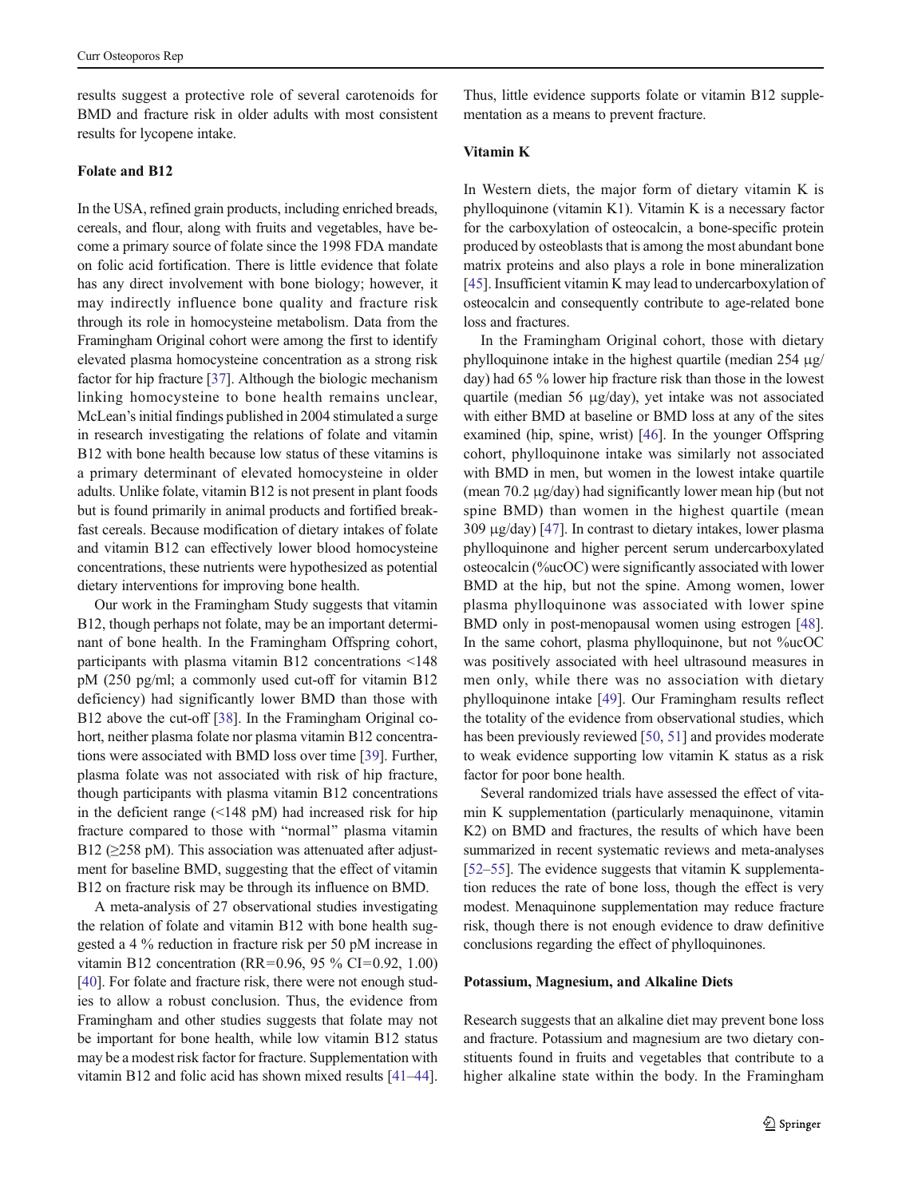results suggest a protective role of several carotenoids for BMD and fracture risk in older adults with most consistent results for lycopene intake.

### Folate and B12

In the USA, refined grain products, including enriched breads, cereals, and flour, along with fruits and vegetables, have become a primary source of folate since the 1998 FDA mandate on folic acid fortification. There is little evidence that folate has any direct involvement with bone biology; however, it may indirectly influence bone quality and fracture risk through its role in homocysteine metabolism. Data from the Framingham Original cohort were among the first to identify elevated plasma homocysteine concentration as a strong risk factor for hip fracture [37]. Although the biologic mechanism linking homocysteine to bone health remains unclear, McLean's initial findings published in 2004 stimulated a surge in research investigating the relations of folate and vitamin B12 with bone health because low status of these vitamins is a primary determinant of elevated homocysteine in older adults. Unlike folate, vitamin B12 is not present in plant foods but is found primarily in animal products and fortified breakfast cereals. Because modification of dietary intakes of folate and vitamin B12 can effectively lower blood homocysteine concentrations, these nutrients were hypothesized as potential dietary interventions for improving bone health.

Our work in the Framingham Study suggests that vitamin B12, though perhaps not folate, may be an important determinant of bone health. In the Framingham Offspring cohort, participants with plasma vitamin B12 concentrations <148 pM (250 pg/ml; a commonly used cut-off for vitamin B12 deficiency) had significantly lower BMD than those with B12 above the cut-off [38]. In the Framingham Original cohort, neither plasma folate nor plasma vitamin B12 concentrations were associated with BMD loss over time [39]. Further, plasma folate was not associated with risk of hip fracture, though participants with plasma vitamin B12 concentrations in the deficient range (<148 pM) had increased risk for hip fracture compared to those with "normal" plasma vitamin B12 (≥258 pM). This association was attenuated after adjustment for baseline BMD, suggesting that the effect of vitamin B12 on fracture risk may be through its influence on BMD.

A meta-analysis of 27 observational studies investigating the relation of folate and vitamin B12 with bone health suggested a 4 % reduction in fracture risk per 50 pM increase in vitamin B12 concentration (RR=0.96, 95 % CI=0.92, 1.00) [40]. For folate and fracture risk, there were not enough studies to allow a robust conclusion. Thus, the evidence from Framingham and other studies suggests that folate may not be important for bone health, while low vitamin B12 status may be a modest risk factor for fracture. Supplementation with vitamin B12 and folic acid has shown mixed results [41–44]. Thus, little evidence supports folate or vitamin B12 supplementation as a means to prevent fracture.

### Vitamin K

In Western diets, the major form of dietary vitamin K is phylloquinone (vitamin K1). Vitamin K is a necessary factor for the carboxylation of osteocalcin, a bone-specific protein produced by osteoblasts that is among the most abundant bone matrix proteins and also plays a role in bone mineralization [45]. Insufficient vitamin K may lead to undercarboxylation of osteocalcin and consequently contribute to age-related bone loss and fractures.

In the Framingham Original cohort, those with dietary phylloquinone intake in the highest quartile (median 254 μg/day) had 65 % lower hip fracture risk than those in the lowest quartile (median 56 μg/day), yet intake was not associated with either BMD at baseline or BMD loss at any of the sites examined (hip, spine, wrist) [46]. In the younger Offspring cohort, phylloquinone intake was similarly not associated with BMD in men, but women in the lowest intake quartile (mean 70.2 μg/day) had significantly lower mean hip (but not spine BMD) than women in the highest quartile (mean 309 μg/day) [47]. In contrast to dietary intakes, lower plasma phylloquinone and higher percent serum undercarboxylated osteocalcin (%ucOC) were significantly associated with lower BMD at the hip, but not the spine. Among women, lower plasma phylloquinone was associated with lower spine BMD only in post-menopausal women using estrogen [48]. In the same cohort, plasma phylloquinone, but not %ucOC was positively associated with heel ultrasound measures in men only, while there was no association with dietary phylloquinone intake [49]. Our Framingham results reflect the totality of the evidence from observational studies, which has been previously reviewed [50, 51] and provides moderate to weak evidence supporting low vitamin K status as a risk factor for poor bone health.

Several randomized trials have assessed the effect of vitamin K supplementation (particularly menaquinone, vitamin K2) on BMD and fractures, the results of which have been summarized in recent systematic reviews and meta-analyses [52–55]. The evidence suggests that vitamin K supplementation reduces the rate of bone loss, though the effect is very modest. Menaquinone supplementation may reduce fracture risk, though there is not enough evidence to draw definitive conclusions regarding the effect of phylloquinones.

### Potassium, Magnesium, and Alkaline Diets

Research suggests that an alkaline diet may prevent bone loss and fracture. Potassium and magnesium are two dietary constituents found in fruits and vegetables that contribute to a higher alkaline state within the body. In the Framingham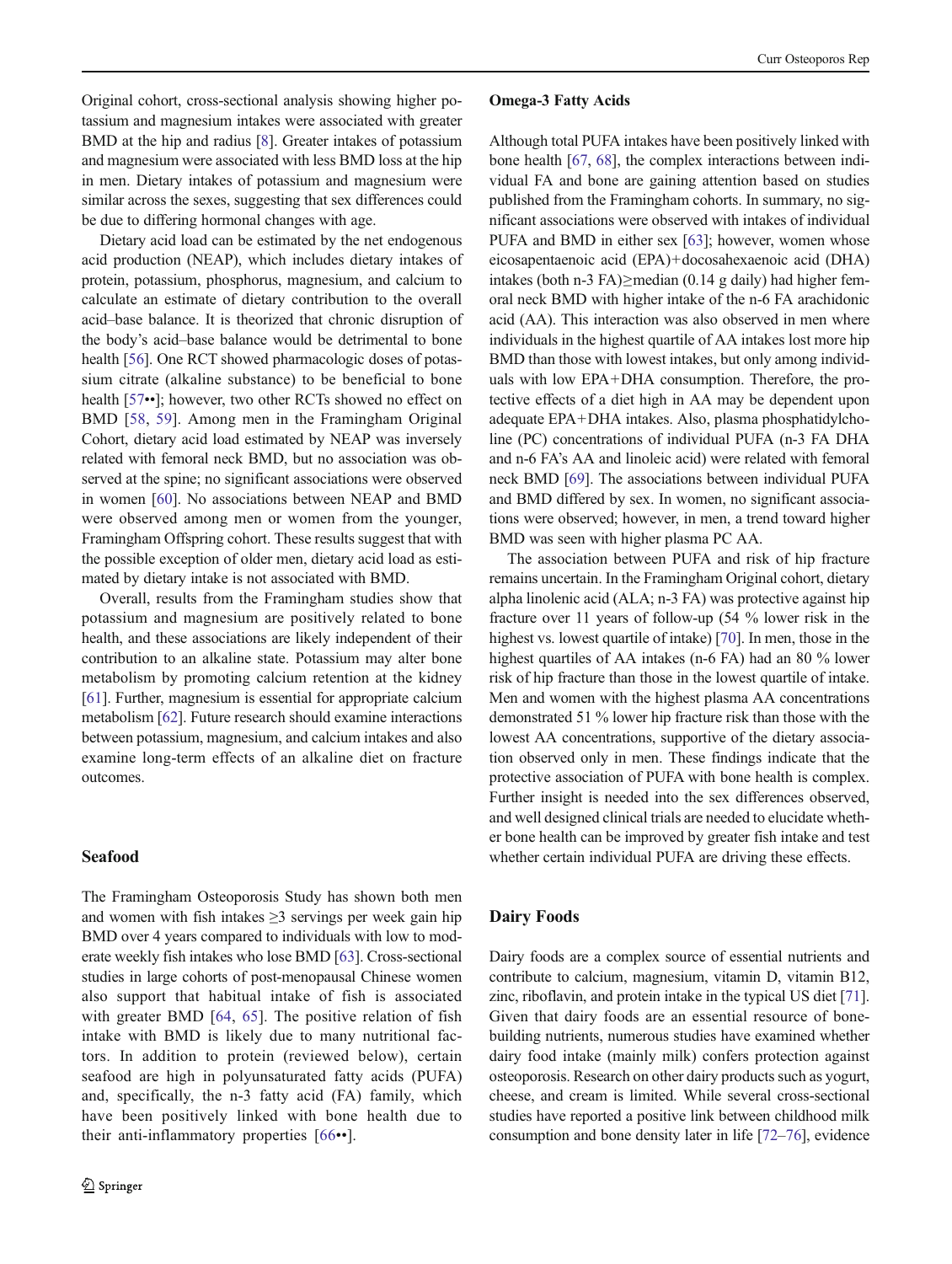Original cohort, cross-sectional analysis showing higher potassium and magnesium intakes were associated with greater BMD at the hip and radius [8]. Greater intakes of potassium and magnesium were associated with less BMD loss at the hip in men. Dietary intakes of potassium and magnesium were similar across the sexes, suggesting that sex differences could be due to differing hormonal changes with age.

Dietary acid load can be estimated by the net endogenous acid production (NEAP), which includes dietary intakes of protein, potassium, phosphorus, magnesium, and calcium to calculate an estimate of dietary contribution to the overall acid–base balance. It is theorized that chronic disruption of the body's acid–base balance would be detrimental to bone health [56]. One RCT showed pharmacologic doses of potassium citrate (alkaline substance) to be beneficial to bone health [57••]; however, two other RCTs showed no effect on BMD [58, 59]. Among men in the Framingham Original Cohort, dietary acid load estimated by NEAP was inversely related with femoral neck BMD, but no association was observed at the spine; no significant associations were observed in women [60]. No associations between NEAP and BMD were observed among men or women from the younger, Framingham Offspring cohort. These results suggest that with the possible exception of older men, dietary acid load as estimated by dietary intake is not associated with BMD.

Overall, results from the Framingham studies show that potassium and magnesium are positively related to bone health, and these associations are likely independent of their contribution to an alkaline state. Potassium may alter bone metabolism by promoting calcium retention at the kidney [61]. Further, magnesium is essential for appropriate calcium metabolism [62]. Future research should examine interactions between potassium, magnesium, and calcium intakes and also examine long-term effects of an alkaline diet on fracture outcomes.

## Seafood

The Framingham Osteoporosis Study has shown both men and women with fish intakes ≥3 servings per week gain hip BMD over 4 years compared to individuals with low to moderate weekly fish intakes who lose BMD [63]. Cross-sectional studies in large cohorts of post-menopausal Chinese women also support that habitual intake of fish is associated with greater BMD [64, 65]. The positive relation of fish intake with BMD is likely due to many nutritional factors. In addition to protein (reviewed below), certain seafood are high in polyunsaturated fatty acids (PUFA) and, specifically, the n-3 fatty acid (FA) family, which have been positively linked with bone health due to their anti-inflammatory properties [66••].

### Omega-3 Fatty Acids

Although total PUFA intakes have been positively linked with bone health [67, 68], the complex interactions between individual FA and bone are gaining attention based on studies published from the Framingham cohorts. In summary, no significant associations were observed with intakes of individual PUFA and BMD in either sex [63]; however, women whose eicosapentaenoic acid (EPA)+docosahexaenoic acid (DHA) intakes (both n-3 FA)≥median (0.14 g daily) had higher femoral neck BMD with higher intake of the n-6 FA arachidonic acid (AA). This interaction was also observed in men where individuals in the highest quartile of AA intakes lost more hip BMD than those with lowest intakes, but only among individuals with low EPA+DHA consumption. Therefore, the protective effects of a diet high in AA may be dependent upon adequate EPA+DHA intakes. Also, plasma phosphatidylcholine (PC) concentrations of individual PUFA (n-3 FA DHA and n-6 FA's AA and linoleic acid) were related with femoral neck BMD [69]. The associations between individual PUFA and BMD differed by sex. In women, no significant associations were observed; however, in men, a trend toward higher BMD was seen with higher plasma PC AA.

The association between PUFA and risk of hip fracture remains uncertain. In the Framingham Original cohort, dietary alpha linolenic acid (ALA; n-3 FA) was protective against hip fracture over 11 years of follow-up (54 % lower risk in the highest vs. lowest quartile of intake) [70]. In men, those in the highest quartiles of AA intakes (n-6 FA) had an 80 % lower risk of hip fracture than those in the lowest quartile of intake. Men and women with the highest plasma AA concentrations demonstrated 51 % lower hip fracture risk than those with the lowest AA concentrations, supportive of the dietary association observed only in men. These findings indicate that the protective association of PUFA with bone health is complex. Further insight is needed into the sex differences observed, and well designed clinical trials are needed to elucidate whether bone health can be improved by greater fish intake and test whether certain individual PUFA are driving these effects.

## Dairy Foods

Dairy foods are a complex source of essential nutrients and contribute to calcium, magnesium, vitamin D, vitamin B12, zinc, riboflavin, and protein intake in the typical US diet [71]. Given that dairy foods are an essential resource of bone-building nutrients, numerous studies have examined whether dairy food intake (mainly milk) confers protection against osteoporosis. Research on other dairy products such as yogurt, cheese, and cream is limited. While several cross-sectional studies have reported a positive link between childhood milk consumption and bone density later in life [72–76], evidence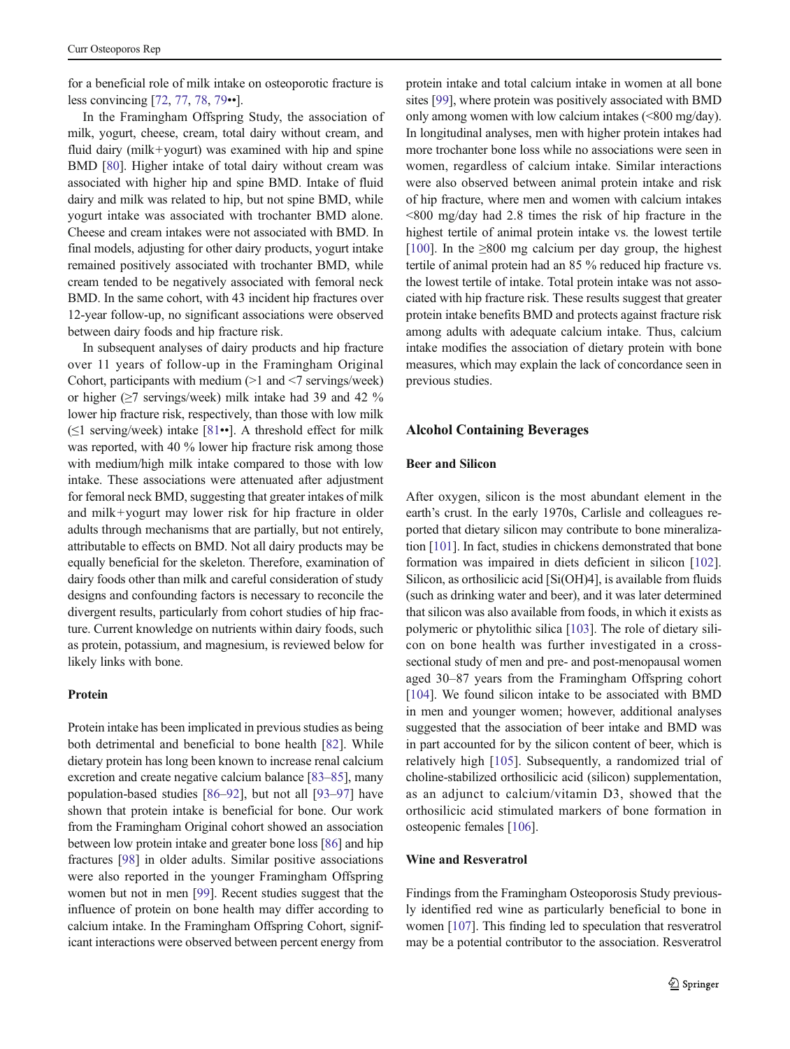for a beneficial role of milk intake on osteoporotic fracture is less convincing [72, 77, 78, 79••].

In the Framingham Offspring Study, the association of milk, yogurt, cheese, cream, total dairy without cream, and fluid dairy (milk+yogurt) was examined with hip and spine BMD [80]. Higher intake of total dairy without cream was associated with higher hip and spine BMD. Intake of fluid dairy and milk was related to hip, but not spine BMD, while yogurt intake was associated with trochanter BMD alone. Cheese and cream intakes were not associated with BMD. In final models, adjusting for other dairy products, yogurt intake remained positively associated with trochanter BMD, while cream tended to be negatively associated with femoral neck BMD. In the same cohort, with 43 incident hip fractures over 12-year follow-up, no significant associations were observed between dairy foods and hip fracture risk.

In subsequent analyses of dairy products and hip fracture over 11 years of follow-up in the Framingham Original Cohort, participants with medium (>1 and <7 servings/week) or higher (≥7 servings/week) milk intake had 39 and 42 % lower hip fracture risk, respectively, than those with low milk (≤1 serving/week) intake [81••]. A threshold effect for milk was reported, with 40 % lower hip fracture risk among those with medium/high milk intake compared to those with low intake. These associations were attenuated after adjustment for femoral neck BMD, suggesting that greater intakes of milk and milk+yogurt may lower risk for hip fracture in older adults through mechanisms that are partially, but not entirely, attributable to effects on BMD. Not all dairy products may be equally beneficial for the skeleton. Therefore, examination of dairy foods other than milk and careful consideration of study designs and confounding factors is necessary to reconcile the divergent results, particularly from cohort studies of hip fracture. Current knowledge on nutrients within dairy foods, such as protein, potassium, and magnesium, is reviewed below for likely links with bone.

### Protein

Protein intake has been implicated in previous studies as being both detrimental and beneficial to bone health [82]. While dietary protein has long been known to increase renal calcium excretion and create negative calcium balance [83–85], many population-based studies [86–92], but not all [93–97] have shown that protein intake is beneficial for bone. Our work from the Framingham Original cohort showed an association between low protein intake and greater bone loss [86] and hip fractures [98] in older adults. Similar positive associations were also reported in the younger Framingham Offspring women but not in men [99]. Recent studies suggest that the influence of protein on bone health may differ according to calcium intake. In the Framingham Offspring Cohort, significant interactions were observed between percent energy from protein intake and total calcium intake in women at all bone sites [99], where protein was positively associated with BMD only among women with low calcium intakes (<800 mg/day). In longitudinal analyses, men with higher protein intakes had more trochanter bone loss while no associations were seen in women, regardless of calcium intake. Similar interactions were also observed between animal protein intake and risk of hip fracture, where men and women with calcium intakes <800 mg/day had 2.8 times the risk of hip fracture in the highest tertile of animal protein intake vs. the lowest tertile [100]. In the ≥800 mg calcium per day group, the highest tertile of animal protein had an 85 % reduced hip fracture vs. the lowest tertile of intake. Total protein intake was not associated with hip fracture risk. These results suggest that greater protein intake benefits BMD and protects against fracture risk among adults with adequate calcium intake. Thus, calcium intake modifies the association of dietary protein with bone measures, which may explain the lack of concordance seen in previous studies.

## Alcohol Containing Beverages

### Beer and Silicon

After oxygen, silicon is the most abundant element in the earth's crust. In the early 1970s, Carlisle and colleagues reported that dietary silicon may contribute to bone mineralization [101]. In fact, studies in chickens demonstrated that bone formation was impaired in diets deficient in silicon [102]. Silicon, as orthosilicic acid [$Si(OH)_4$], is available from fluids (such as drinking water and beer), and it was later determined that silicon was also available from foods, in which it exists as polymeric or phytolithic silica [103]. The role of dietary silicon on bone health was further investigated in a cross-sectional study of men and pre- and post-menopausal women aged 30–87 years from the Framingham Offspring cohort [104]. We found silicon intake to be associated with BMD in men and younger women; however, additional analyses suggested that the association of beer intake and BMD was in part accounted for by the silicon content of beer, which is relatively high [105]. Subsequently, a randomized trial of choline-stabilized orthosilicic acid (silicon) supplementation, as an adjunct to calcium/vitamin D3, showed that the orthosilicic acid stimulated markers of bone formation in osteopenic females [106].

### Wine and Resveratrol

Findings from the Framingham Osteoporosis Study previously identified red wine as particularly beneficial to bone in women [107]. This finding led to speculation that resveratrol may be a potential contributor to the association. Resveratrol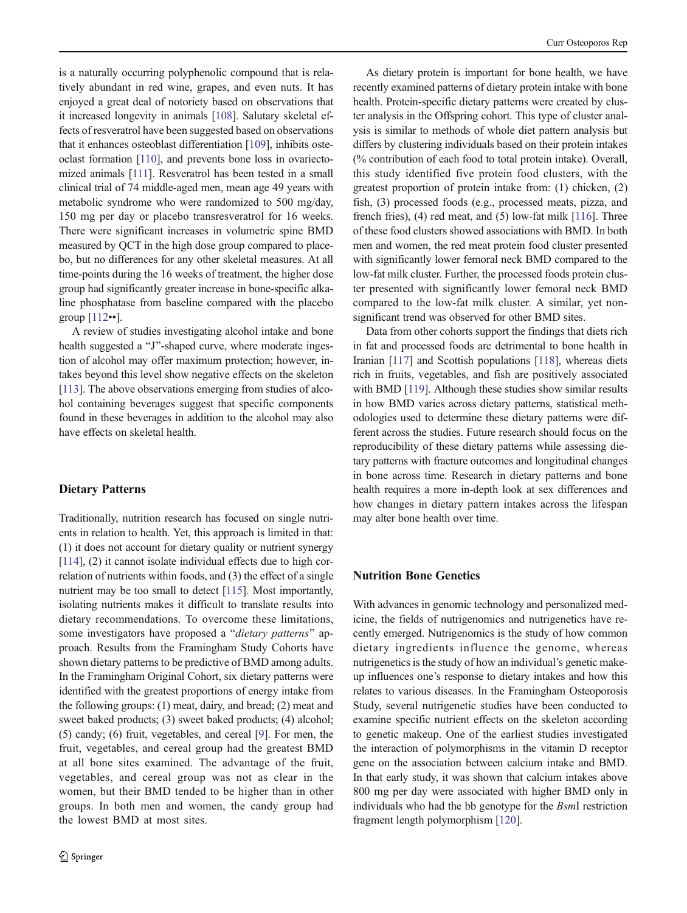is a naturally occurring polyphenolic compound that is relatively abundant in red wine, grapes, and even nuts. It has enjoyed a great deal of notoriety based on observations that it increased longevity in animals [108]. Salutary skeletal effects of resveratrol have been suggested based on observations that it enhances osteoblast differentiation [109], inhibits osteoclast formation [110], and prevents bone loss in ovariectomized animals [111]. Resveratrol has been tested in a small clinical trial of 74 middle-aged men, mean age 49 years with metabolic syndrome who were randomized to 500 mg/day, 150 mg per day or placebo transresveratrol for 16 weeks. There were significant increases in volumetric spine BMD measured by QCT in the high dose group compared to placebo, but no differences for any other skeletal measures. At all time-points during the 16 weeks of treatment, the higher dose group had significantly greater increase in bone-specific alkaline phosphatase from baseline compared with the placebo group [112••].

A review of studies investigating alcohol intake and bone health suggested a "J"-shaped curve, where moderate ingestion of alcohol may offer maximum protection; however, intakes beyond this level show negative effects on the skeleton [113]. The above observations emerging from studies of alcohol containing beverages suggest that specific components found in these beverages in addition to the alcohol may also have effects on skeletal health.

## Dietary Patterns

Traditionally, nutrition research has focused on single nutrients in relation to health. Yet, this approach is limited in that: (1) it does not account for dietary quality or nutrient synergy [114], (2) it cannot isolate individual effects due to high correlation of nutrients within foods, and (3) the effect of a single nutrient may be too small to detect [115]. Most importantly, isolating nutrients makes it difficult to translate results into dietary recommendations. To overcome these limitations, some investigators have proposed a "*dietary patterns*" approach. Results from the Framingham Study Cohorts have shown dietary patterns to be predictive of BMD among adults. In the Framingham Original Cohort, six dietary patterns were identified with the greatest proportions of energy intake from the following groups: (1) meat, dairy, and bread; (2) meat and sweet baked products; (3) sweet baked products; (4) alcohol; (5) candy; (6) fruit, vegetables, and cereal [9]. For men, the fruit, vegetables, and cereal group had the greatest BMD at all bone sites examined. The advantage of the fruit, vegetables, and cereal group was not as clear in the women, but their BMD tended to be higher than in other groups. In both men and women, the candy group had the lowest BMD at most sites.

As dietary protein is important for bone health, we have recently examined patterns of dietary protein intake with bone health. Protein-specific dietary patterns were created by cluster analysis in the Offspring cohort. This type of cluster analysis is similar to methods of whole diet pattern analysis but differs by clustering individuals based on their protein intakes (% contribution of each food to total protein intake). Overall, this study identified five protein food clusters, with the greatest proportion of protein intake from: (1) chicken, (2) fish, (3) processed foods (e.g., processed meats, pizza, and french fries), (4) red meat, and (5) low-fat milk [116]. Three of these food clusters showed associations with BMD. In both men and women, the red meat protein food cluster presented with significantly lower femoral neck BMD compared to the low-fat milk cluster. Further, the processed foods protein cluster presented with significantly lower femoral neck BMD compared to the low-fat milk cluster. A similar, yet non-significant trend was observed for other BMD sites.

Data from other cohorts support the findings that diets rich in fat and processed foods are detrimental to bone health in Iranian [117] and Scottish populations [118], whereas diets rich in fruits, vegetables, and fish are positively associated with BMD [119]. Although these studies show similar results in how BMD varies across dietary patterns, statistical methodologies used to determine these dietary patterns were different across the studies. Future research should focus on the reproducibility of these dietary patterns while assessing dietary patterns with fracture outcomes and longitudinal changes in bone across time. Research in dietary patterns and bone health requires a more in-depth look at sex differences and how changes in dietary pattern intakes across the lifespan may alter bone health over time.

## Nutrition Bone Genetics

With advances in genomic technology and personalized medicine, the fields of nutrigenomics and nutrigenetics have recently emerged. Nutrigenomics is the study of how common dietary ingredients influence the genome, whereas nutrigenetics is the study of how an individual's genetic makeup influences one's response to dietary intakes and how this relates to various diseases. In the Framingham Osteoporosis Study, several nutrigenetic studies have been conducted to examine specific nutrient effects on the skeleton according to genetic makeup. One of the earliest studies investigated the interaction of polymorphisms in the vitamin D receptor gene on the association between calcium intake and BMD. In that early study, it was shown that calcium intakes above 800 mg per day were associated with higher BMD only in individuals who had the bb genotype for the *Bsm*I restriction fragment length polymorphism [120].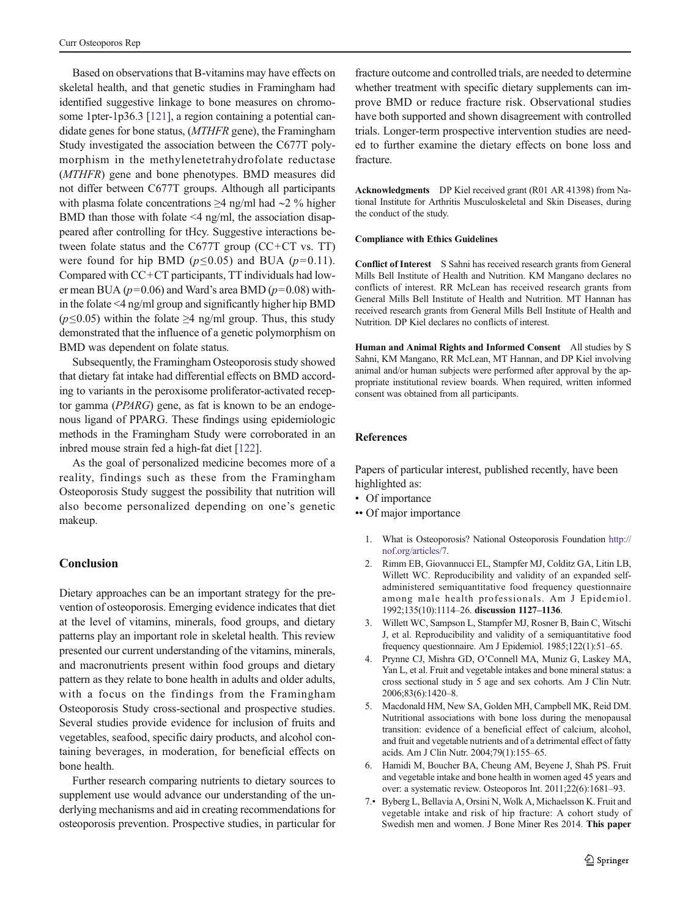Based on observations that B-vitamins may have effects on skeletal health, and that genetic studies in Framingham had identified suggestive linkage to bone measures on chromosome 1pter-1p36.3 [121], a region containing a potential candidate genes for bone status, (*MTHFR* gene), the Framingham Study investigated the association between the C677T polymorphism in the methylenetetrahydrofolate reductase (*MTHFR*) gene and bone phenotypes. BMD measures did not differ between C677T groups. Although all participants with plasma folate concentrations ≥4 ng/ml had ~2 % higher BMD than those with folate <4 ng/ml, the association disappeared after controlling for tHcy. Suggestive interactions between folate status and the C677T group (CC+CT vs. TT) were found for hip BMD ($p \leq 0.05$) and BUA ($p = 0.11$). Compared with CC+CT participants, TT individuals had lower mean BUA ($p = 0.06$) and Ward's area BMD ($p = 0.08$) within the folate <4 ng/ml group and significantly higher hip BMD ($p \leq 0.05$) within the folate ≥4 ng/ml group. Thus, this study demonstrated that the influence of a genetic polymorphism on BMD was dependent on folate status.

Subsequently, the Framingham Osteoporosis study showed that dietary fat intake had differential effects on BMD according to variants in the peroxisome proliferator-activated receptor gamma (*PPARG*) gene, as fat is known to be an endogenous ligand of PPARG. These findings using epidemiologic methods in the Framingham Study were corroborated in an inbred mouse strain fed a high-fat diet [122].

As the goal of personalized medicine becomes more of a reality, findings such as these from the Framingham Osteoporosis Study suggest the possibility that nutrition will also become personalized depending on one's genetic makeup.

## Conclusion

Dietary approaches can be an important strategy for the prevention of osteoporosis. Emerging evidence indicates that diet at the level of vitamins, minerals, food groups, and dietary patterns play an important role in skeletal health. This review presented our current understanding of the vitamins, minerals, and macronutrients present within food groups and dietary pattern as they relate to bone health in adults and older adults, with a focus on the findings from the Framingham Osteoporosis Study cross-sectional and prospective studies. Several studies provide evidence for inclusion of fruits and vegetables, seafood, specific dairy products, and alcohol containing beverages, in moderation, for beneficial effects on bone health.

Further research comparing nutrients to dietary sources to supplement use would advance our understanding of the underlying mechanisms and aid in creating recommendations for osteoporosis prevention. Prospective studies, in particular for fracture outcome and controlled trials, are needed to determine whether treatment with specific dietary supplements can improve BMD or reduce fracture risk. Observational studies have both supported and shown disagreement with controlled trials. Longer-term prospective intervention studies are needed to further examine the dietary effects on bone loss and fracture.

**Acknowledgments** DP Kiel received grant (R01 AR 41398) from National Institute for Arthritis Musculoskeletal and Skin Diseases, during the conduct of the study.

**Compliance with Ethics Guidelines**

**Conflict of Interest** S Sahni has received research grants from General Mills Bell Institute of Health and Nutrition. KM Mangano declares no conflicts of interest. RR McLean has received research grants from General Mills Bell Institute of Health and Nutrition. MT Hannan has received research grants from General Mills Bell Institute of Health and Nutrition. DP Kiel declares no conflicts of interest.

**Human and Animal Rights and Informed Consent** All studies by S Sahni, KM Mangano, RR McLean, MT Hannan, and DP Kiel involving animal and/or human subjects were performed after approval by the appropriate institutional review boards. When required, written informed consent was obtained from all participants.

## References

Papers of particular interest, published recently, have been highlighted as:

- • Of importance
- •• Of major importance

1. What is Osteoporosis? National Osteoporosis Foundation http://nof.org/articles/7.
2. Rimm EB, Giovannucci EL, Stampfer MJ, Colditz GA, Litin LB, Willett WC. Reproducibility and validity of an expanded self-administered semiquantitative food frequency questionnaire among male health professionals. Am J Epidemiol. 1992;135(10):1114–26. **discussion 1127–1136**.
3. Willett WC, Sampson L, Stampfer MJ, Rosner B, Bain C, Witschi J, et al. Reproducibility and validity of a semiquantitative food frequency questionnaire. Am J Epidemiol. 1985;122(1):51–65.
4. Prynne CJ, Mishra GD, O'Connell MA, Muniz G, Laskey MA, Yan L, et al. Fruit and vegetable intakes and bone mineral status: a cross sectional study in 5 age and sex cohorts. Am J Clin Nutr. 2006;83(6):1420–8.
5. Macdonald HM, New SA, Golden MH, Campbell MK, Reid DM. Nutritional associations with bone loss during the menopausal transition: evidence of a beneficial effect of calcium, alcohol, and fruit and vegetable nutrients and of a detrimental effect of fatty acids. Am J Clin Nutr. 2004;79(1):155–65.
6. Hamidi M, Boucher BA, Cheung AM, Beyene J, Shah PS. Fruit and vegetable intake and bone health in women aged 45 years and over: a systematic review. Osteoporos Int. 2011;22(6):1681–93.
7. • Byberg L, Bellavia A, Orsini N, Wolk A, Michaelsson K. Fruit and vegetable intake and risk of hip fracture: A cohort study of Swedish men and women. J Bone Miner Res 2014. **This paper**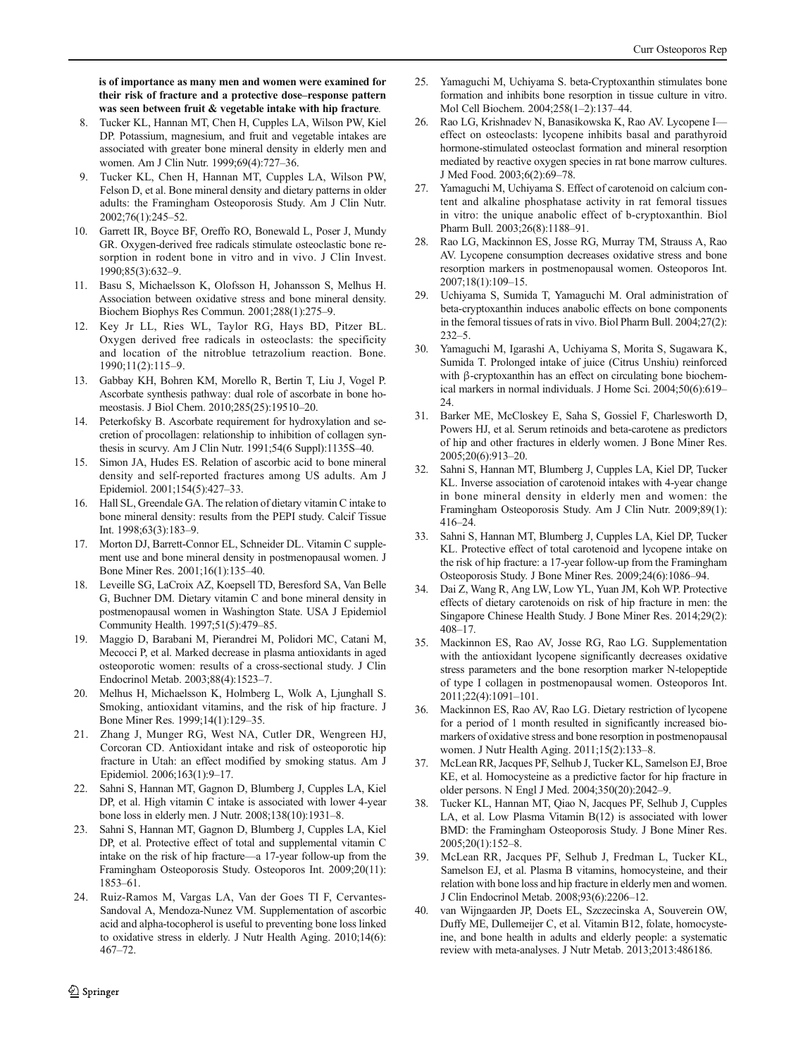**is of importance as many men and women were examined for their risk of fracture and a protective dose–response pattern was seen between fruit & vegetable intake with hip fracture**.

8. Tucker KL, Hannan MT, Chen H, Cupples LA, Wilson PW, Kiel DP. Potassium, magnesium, and fruit and vegetable intakes are associated with greater bone mineral density in elderly men and women. Am J Clin Nutr. 1999;69(4):727–36.
9. Tucker KL, Chen H, Hannan MT, Cupples LA, Wilson PW, Felson D, et al. Bone mineral density and dietary patterns in older adults: the Framingham Osteoporosis Study. Am J Clin Nutr. 2002;76(1):245–52.
10. Garrett IR, Boyce BF, Oreffo RO, Bonewald L, Poser J, Mundy GR. Oxygen-derived free radicals stimulate osteoclastic bone resorption in rodent bone in vitro and in vivo. J Clin Invest. 1990;85(3):632–9.
11. Basu S, Michaelsson K, Olofsson H, Johansson S, Melhus H. Association between oxidative stress and bone mineral density. Biochem Biophys Res Commun. 2001;288(1):275–9.
12. Key Jr LL, Ries WL, Taylor RG, Hays BD, Pitzer BL. Oxygen derived free radicals in osteoclasts: the specificity and location of the nitroblue tetrazolium reaction. Bone. 1990;11(2):115–9.
13. Gabbay KH, Bohren KM, Morello R, Bertin T, Liu J, Vogel P. Ascorbate synthesis pathway: dual role of ascorbate in bone homeostasis. J Biol Chem. 2010;285(25):19510–20.
14. Peterkofsky B. Ascorbate requirement for hydroxylation and secretion of procollagen: relationship to inhibition of collagen synthesis in scurvy. Am J Clin Nutr. 1991;54(6 Suppl):1135S–40.
15. Simon JA, Hudes ES. Relation of ascorbic acid to bone mineral density and self-reported fractures among US adults. Am J Epidemiol. 2001;154(5):427–33.
16. Hall SL, Greendale GA. The relation of dietary vitamin C intake to bone mineral density: results from the PEPI study. Calcif Tissue Int. 1998;63(3):183–9.
17. Morton DJ, Barrett-Connor EL, Schneider DL. Vitamin C supplement use and bone mineral density in postmenopausal women. J Bone Miner Res. 2001;16(1):135–40.
18. Leveille SG, LaCroix AZ, Koepsell TD, Beresford SA, Van Belle G, Buchner DM. Dietary vitamin C and bone mineral density in postmenopausal women in Washington State. USA J Epidemiol Community Health. 1997;51(5):479–85.
19. Maggio D, Barabani M, Pierandrei M, Polidori MC, Catani M, Mecocci P, et al. Marked decrease in plasma antioxidants in aged osteoporotic women: results of a cross-sectional study. J Clin Endocrinol Metab. 2003;88(4):1523–7.
20. Melhus H, Michaelsson K, Holmberg L, Wolk A, Ljunghall S. Smoking, antioxidant vitamins, and the risk of hip fracture. J Bone Miner Res. 1999;14(1):129–35.
21. Zhang J, Munger RG, West NA, Cutler DR, Wengreen HJ, Corcoran CD. Antioxidant intake and risk of osteoporotic hip fracture in Utah: an effect modified by smoking status. Am J Epidemiol. 2006;163(1):9–17.
22. Sahni S, Hannan MT, Gagnon D, Blumberg J, Cupples LA, Kiel DP, et al. High vitamin C intake is associated with lower 4-year bone loss in elderly men. J Nutr. 2008;138(10):1931–8.
23. Sahni S, Hannan MT, Gagnon D, Blumberg J, Cupples LA, Kiel DP, et al. Protective effect of total and supplemental vitamin C intake on the risk of hip fracture—a 17-year follow-up from the Framingham Osteoporosis Study. Osteoporos Int. 2009;20(11): 1853–61.
24. Ruiz-Ramos M, Vargas LA, Van der Goes TI F, Cervantes-Sandoval A, Mendoza-Nunez VM. Supplementation of ascorbic acid and alpha-tocopherol is useful to preventing bone loss linked to oxidative stress in elderly. J Nutr Health Aging. 2010;14(6): 467–72.
25. Yamaguchi M, Uchiyama S. beta-Cryptoxanthin stimulates bone formation and inhibits bone resorption in tissue culture in vitro. Mol Cell Biochem. 2004;258(1–2):137–44.
26. Rao LG, Krishnadev N, Banasikowska K, Rao AV. Lycopene I—effect on osteoclasts: lycopene inhibits basal and parathyroid hormone-stimulated osteoclast formation and mineral resorption mediated by reactive oxygen species in rat bone marrow cultures. J Med Food. 2003;6(2):69–78.
27. Yamaguchi M, Uchiyama S. Effect of carotenoid on calcium content and alkaline phosphatase activity in rat femoral tissues in vitro: the unique anabolic effect of b-cryptoxanthin. Biol Pharm Bull. 2003;26(8):1188–91.
28. Rao LG, Mackinnon ES, Josse RG, Murray TM, Strauss A, Rao AV. Lycopene consumption decreases oxidative stress and bone resorption markers in postmenopausal women. Osteoporos Int. 2007;18(1):109–15.
29. Uchiyama S, Sumida T, Yamaguchi M. Oral administration of beta-cryptoxanthin induces anabolic effects on bone components in the femoral tissues of rats in vivo. Biol Pharm Bull. 2004;27(2): 232–5.
30. Yamaguchi M, Igarashi A, Uchiyama S, Morita S, Sugawara K, Sumida T. Prolonged intake of juice (Citrus Unshiu) reinforced with β-cryptoxanthin has an effect on circulating bone biochemical markers in normal individuals. J Home Sci. 2004;50(6):619–24.
31. Barker ME, McCloskey E, Saha S, Gossiel F, Charlesworth D, Powers HJ, et al. Serum retinoids and beta-carotene as predictors of hip and other fractures in elderly women. J Bone Miner Res. 2005;20(6):913–20.
32. Sahni S, Hannan MT, Blumberg J, Cupples LA, Kiel DP, Tucker KL. Inverse association of carotenoid intakes with 4-year change in bone mineral density in elderly men and women: the Framingham Osteoporosis Study. Am J Clin Nutr. 2009;89(1): 416–24.
33. Sahni S, Hannan MT, Blumberg J, Cupples LA, Kiel DP, Tucker KL. Protective effect of total carotenoid and lycopene intake on the risk of hip fracture: a 17-year follow-up from the Framingham Osteoporosis Study. J Bone Miner Res. 2009;24(6):1086–94.
34. Dai Z, Wang R, Ang LW, Low YL, Yuan JM, Koh WP. Protective effects of dietary carotenoids on risk of hip fracture in men: the Singapore Chinese Health Study. J Bone Miner Res. 2014;29(2): 408–17.
35. Mackinnon ES, Rao AV, Josse RG, Rao LG. Supplementation with the antioxidant lycopene significantly decreases oxidative stress parameters and the bone resorption marker N-telopeptide of type I collagen in postmenopausal women. Osteoporos Int. 2011;22(4):1091–101.
36. Mackinnon ES, Rao AV, Rao LG. Dietary restriction of lycopene for a period of 1 month resulted in significantly increased biomarkers of oxidative stress and bone resorption in postmenopausal women. J Nutr Health Aging. 2011;15(2):133–8.
37. McLean RR, Jacques PF, Selhub J, Tucker KL, Samelson EJ, Broe KE, et al. Homocysteine as a predictive factor for hip fracture in older persons. N Engl J Med. 2004;350(20):2042–9.
38. Tucker KL, Hannan MT, Qiao N, Jacques PF, Selhub J, Cupples LA, et al. Low Plasma Vitamin B(12) is associated with lower BMD: the Framingham Osteoporosis Study. J Bone Miner Res. 2005;20(1):152–8.
39. McLean RR, Jacques PF, Selhub J, Fredman L, Tucker KL, Samelson EJ, et al. Plasma B vitamins, homocysteine, and their relation with bone loss and hip fracture in elderly men and women. J Clin Endocrinol Metab. 2008;93(6):2206–12.
40. van Wijngaarden JP, Doets EL, Szczecinska A, Souverein OW, Duffy ME, Dullemeijer C, et al. Vitamin B12, folate, homocysteine, and bone health in adults and elderly people: a systematic review with meta-analyses. J Nutr Metab. 2013;2013:486186.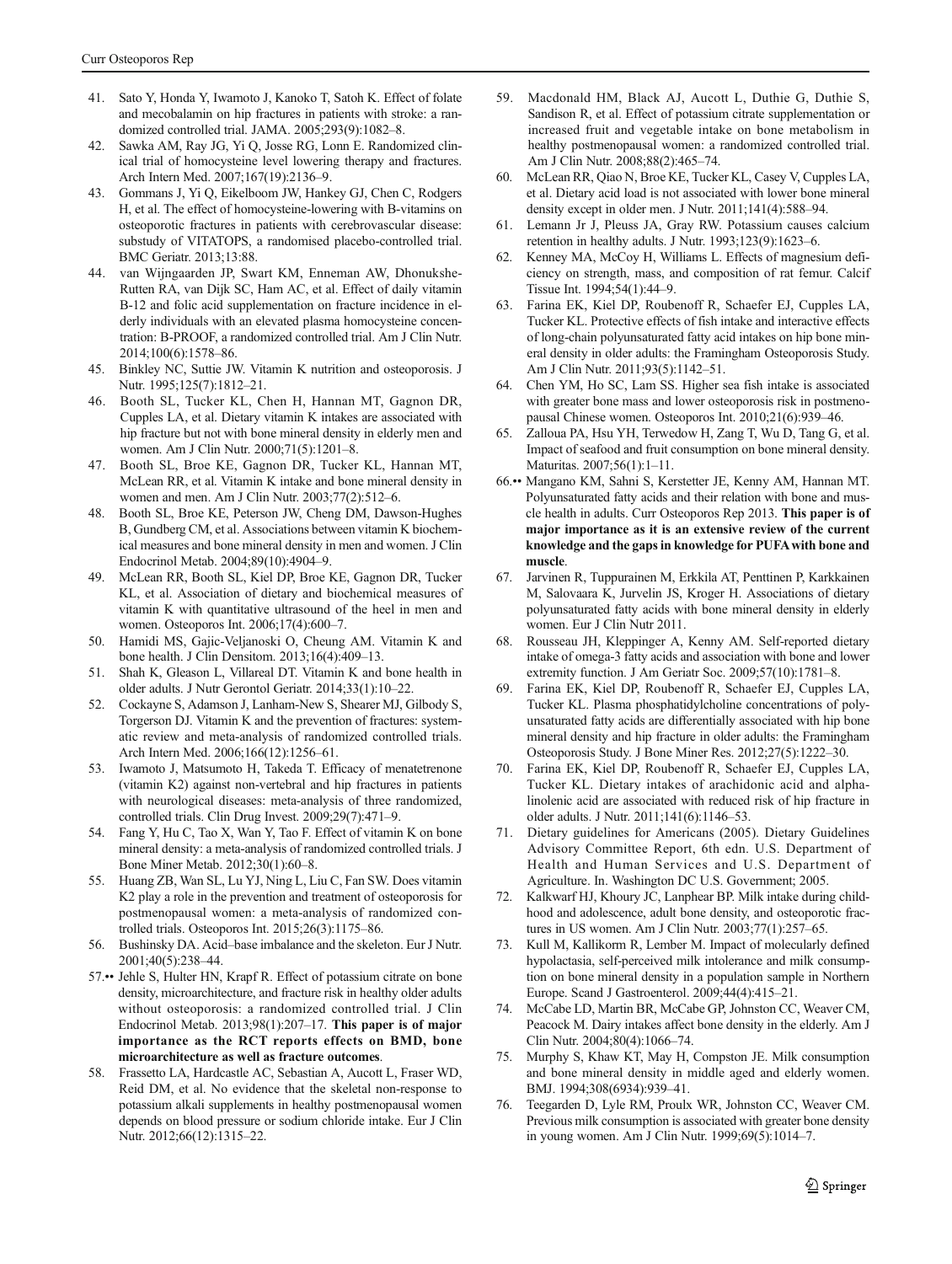41. Sato Y, Honda Y, Iwamoto J, Kanoko T, Satoh K. Effect of folate and mecobalamin on hip fractures in patients with stroke: a randomized controlled trial. JAMA. 2005;293(9):1082–8.
42. Sawka AM, Ray JG, Yi Q, Josse RG, Lonn E. Randomized clinical trial of homocysteine level lowering therapy and fractures. Arch Intern Med. 2007;167(19):2136–9.
43. Gommans J, Yi Q, Eikelboom JW, Hankey GJ, Chen C, Rodgers H, et al. The effect of homocysteine-lowering with B-vitamins on osteoporotic fractures in patients with cerebrovascular disease: substudy of VITATOPS, a randomised placebo-controlled trial. BMC Geriatr. 2013;13:88.
44. van Wijngaarden JP, Swart KM, Enneman AW, Dhonukshe-Rutten RA, van Dijk SC, Ham AC, et al. Effect of daily vitamin B-12 and folic acid supplementation on fracture incidence in elderly individuals with an elevated plasma homocysteine concentration: B-PROOF, a randomized controlled trial. Am J Clin Nutr. 2014;100(6):1578–86.
45. Binkley NC, Suttie JW. Vitamin K nutrition and osteoporosis. J Nutr. 1995;125(7):1812–21.
46. Booth SL, Tucker KL, Chen H, Hannan MT, Gagnon DR, Cupples LA, et al. Dietary vitamin K intakes are associated with hip fracture but not with bone mineral density in elderly men and women. Am J Clin Nutr. 2000;71(5):1201–8.
47. Booth SL, Broe KE, Gagnon DR, Tucker KL, Hannan MT, McLean RR, et al. Vitamin K intake and bone mineral density in women and men. Am J Clin Nutr. 2003;77(2):512–6.
48. Booth SL, Broe KE, Peterson JW, Cheng DM, Dawson-Hughes B, Gundberg CM, et al. Associations between vitamin K biochemical measures and bone mineral density in men and women. J Clin Endocrinol Metab. 2004;89(10):4904–9.
49. McLean RR, Booth SL, Kiel DP, Broe KE, Gagnon DR, Tucker KL, et al. Association of dietary and biochemical measures of vitamin K with quantitative ultrasound of the heel in men and women. Osteoporos Int. 2006;17(4):600–7.
50. Hamidi MS, Gajic-Veljanoski O, Cheung AM. Vitamin K and bone health. J Clin Densitom. 2013;16(4):409–13.
51. Shah K, Gleason L, Villareal DT. Vitamin K and bone health in older adults. J Nutr Gerontol Geriatr. 2014;33(1):10–22.
52. Cockayne S, Adamson J, Lanham-New S, Shearer MJ, Gilbody S, Torgerson DJ. Vitamin K and the prevention of fractures: systematic review and meta-analysis of randomized controlled trials. Arch Intern Med. 2006;166(12):1256–61.
53. Iwamoto J, Matsumoto H, Takeda T. Efficacy of menatetrenone (vitamin K2) against non-vertebral and hip fractures in patients with neurological diseases: meta-analysis of three randomized, controlled trials. Clin Drug Invest. 2009;29(7):471–9.
54. Fang Y, Hu C, Tao X, Wan Y, Tao F. Effect of vitamin K on bone mineral density: a meta-analysis of randomized controlled trials. J Bone Miner Metab. 2012;30(1):60–8.
55. Huang ZB, Wan SL, Lu YJ, Ning L, Liu C, Fan SW. Does vitamin K2 play a role in the prevention and treatment of osteoporosis for postmenopausal women: a meta-analysis of randomized controlled trials. Osteoporos Int. 2015;26(3):1175–86.
56. Bushinsky DA. Acid–base imbalance and the skeleton. Eur J Nutr. 2001;40(5):238–44.
57.•• Jehle S, Hulter HN, Krapf R. Effect of potassium citrate on bone density, microarchitecture, and fracture risk in healthy older adults without osteoporosis: a randomized controlled trial. J Clin Endocrinol Metab. 2013;98(1):207–17. **This paper is of major importance as the RCT reports effects on BMD, bone microarchitecture as well as fracture outcomes**.
58. Frassetto LA, Hardcastle AC, Sebastian A, Aucott L, Fraser WD, Reid DM, et al. No evidence that the skeletal non-response to potassium alkali supplements in healthy postmenopausal women depends on blood pressure or sodium chloride intake. Eur J Clin Nutr. 2012;66(12):1315–22.
59. Macdonald HM, Black AJ, Aucott L, Duthie G, Duthie S, Sandison R, et al. Effect of potassium citrate supplementation or increased fruit and vegetable intake on bone metabolism in healthy postmenopausal women: a randomized controlled trial. Am J Clin Nutr. 2008;88(2):465–74.
60. McLean RR, Qiao N, Broe KE, Tucker KL, Casey V, Cupples LA, et al. Dietary acid load is not associated with lower bone mineral density except in older men. J Nutr. 2011;141(4):588–94.
61. Lemann Jr J, Pleuss JA, Gray RW. Potassium causes calcium retention in healthy adults. J Nutr. 1993;123(9):1623–6.
62. Kenney MA, McCoy H, Williams L. Effects of magnesium deficiency on strength, mass, and composition of rat femur. Calcif Tissue Int. 1994;54(1):44–9.
63. Farina EK, Kiel DP, Roubenoff R, Schaefer EJ, Cupples LA, Tucker KL. Protective effects of fish intake and interactive effects of long-chain polyunsaturated fatty acid intakes on hip bone mineral density in older adults: the Framingham Osteoporosis Study. Am J Clin Nutr. 2011;93(5):1142–51.
64. Chen YM, Ho SC, Lam SS. Higher sea fish intake is associated with greater bone mass and lower osteoporosis risk in postmenopausal Chinese women. Osteoporos Int. 2010;21(6):939–46.
65. Zalloua PA, Hsu YH, Terwedow H, Zang T, Wu D, Tang G, et al. Impact of seafood and fruit consumption on bone mineral density. Maturitas. 2007;56(1):1–11.
66.•• Mangano KM, Sahni S, Kerstetter JE, Kenny AM, Hannan MT. Polyunsaturated fatty acids and their relation with bone and muscle health in adults. Curr Osteoporos Rep 2013. **This paper is of major importance as it is an extensive review of the current knowledge and the gaps in knowledge for PUFA with bone and muscle**.
67. Jarvinen R, Tuppurainen M, Erkkila AT, Penttinen P, Karkkainen M, Salovaara K, Jurvelin JS, Kroger H. Associations of dietary polyunsaturated fatty acids with bone mineral density in elderly women. Eur J Clin Nutr 2011.
68. Rousseau JH, Kleppinger A, Kenny AM. Self-reported dietary intake of omega-3 fatty acids and association with bone and lower extremity function. J Am Geriatr Soc. 2009;57(10):1781–8.
69. Farina EK, Kiel DP, Roubenoff R, Schaefer EJ, Cupples LA, Tucker KL. Plasma phosphatidylcholine concentrations of polyunsaturated fatty acids are differentially associated with hip bone mineral density and hip fracture in older adults: the Framingham Osteoporosis Study. J Bone Miner Res. 2012;27(5):1222–30.
70. Farina EK, Kiel DP, Roubenoff R, Schaefer EJ, Cupples LA, Tucker KL. Dietary intakes of arachidonic acid and alpha-linolenic acid are associated with reduced risk of hip fracture in older adults. J Nutr. 2011;141(6):1146–53.
71. Dietary guidelines for Americans (2005). Dietary Guidelines Advisory Committee Report, 6th edn. U.S. Department of Health and Human Services and U.S. Department of Agriculture. In. Washington DC U.S. Government; 2005.
72. Kalkwarf HJ, Khoury JC, Lanphear BP. Milk intake during childhood and adolescence, adult bone density, and osteoporotic fractures in US women. Am J Clin Nutr. 2003;77(1):257–65.
73. Kull M, Kallikorm R, Lember M. Impact of molecularly defined hypolactasia, self-perceived milk intolerance and milk consumption on bone mineral density in a population sample in Northern Europe. Scand J Gastroenterol. 2009;44(4):415–21.
74. McCabe LD, Martin BR, McCabe GP, Johnston CC, Weaver CM, Peacock M. Dairy intakes affect bone density in the elderly. Am J Clin Nutr. 2004;80(4):1066–74.
75. Murphy S, Khaw KT, May H, Compston JE. Milk consumption and bone mineral density in middle aged and elderly women. BMJ. 1994;308(6934):939–41.
76. Teegarden D, Lyle RM, Proulx WR, Johnston CC, Weaver CM. Previous milk consumption is associated with greater bone density in young women. Am J Clin Nutr. 1999;69(5):1014–7.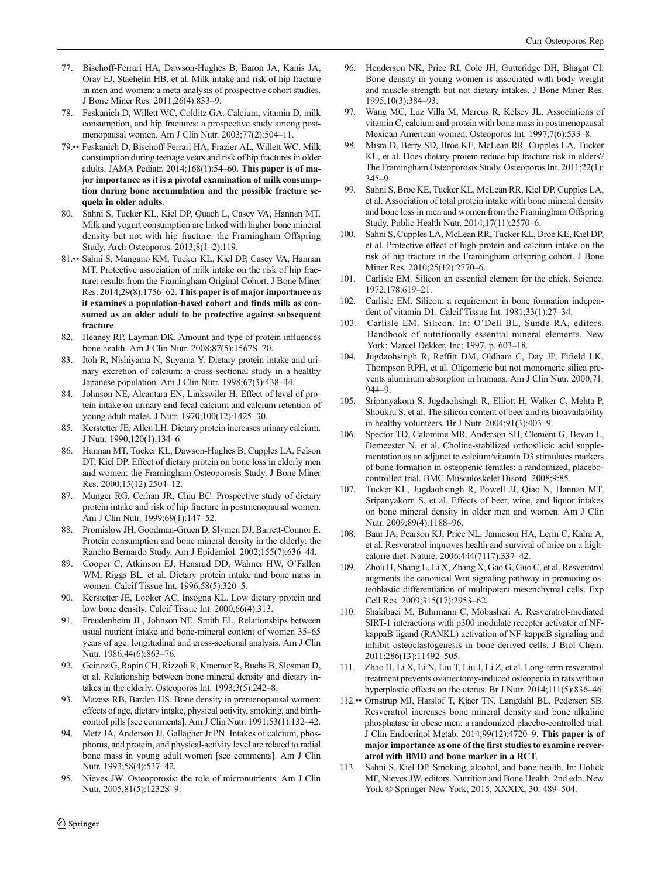77. Bischoff-Ferrari HA, Dawson-Hughes B, Baron JA, Kanis JA, Orav EJ, Staehelin HB, et al. Milk intake and risk of hip fracture in men and women: a meta-analysis of prospective cohort studies. J Bone Miner Res. 2011;26(4):833–9.
78. Feskanich D, Willett WC, Colditz GA. Calcium, vitamin D, milk consumption, and hip fractures: a prospective study among postmenopausal women. Am J Clin Nutr. 2003;77(2):504–11.
79.•• Feskanich D, Bischoff-Ferrari HA, Frazier AL, Willett WC. Milk consumption during teenage years and risk of hip fractures in older adults. JAMA Pediatr. 2014;168(1):54–60. **This paper is of major importance as it is a pivotal examination of milk consumption during bone accumulation and the possible fracture sequela in older adults**.
80. Sahni S, Tucker KL, Kiel DP, Quach L, Casey VA, Hannan MT. Milk and yogurt consumption are linked with higher bone mineral density but not with hip fracture: the Framingham Offspring Study. Arch Osteoporos. 2013;8(1–2):119.
81.•• Sahni S, Mangano KM, Tucker KL, Kiel DP, Casey VA, Hannan MT. Protective association of milk intake on the risk of hip fracture: results from the Framingham Original Cohort. J Bone Miner Res. 2014;29(8):1756–62. **This paper is of major importance as it examines a population-based cohort and finds milk as consumed as an older adult to be protective against subsequent fracture**.
82. Heaney RP, Layman DK. Amount and type of protein influences bone health. Am J Clin Nutr. 2008;87(5):1567S–70.
83. Itoh R, Nishiyama N, Suyama Y. Dietary protein intake and urinary excretion of calcium: a cross-sectional study in a healthy Japanese population. Am J Clin Nutr. 1998;67(3):438–44.
84. Johnson NE, Alcantara EN, Linkswiler H. Effect of level of protein intake on urinary and fecal calcium and calcium retention of young adult males. J Nutr. 1970;100(12):1425–30.
85. Kerstetter JE, Allen LH. Dietary protein increases urinary calcium. J Nutr. 1990;120(1):134–6.
86. Hannan MT, Tucker KL, Dawson-Hughes B, Cupples LA, Felson DT, Kiel DP. Effect of dietary protein on bone loss in elderly men and women: the Framingham Osteoporosis Study. J Bone Miner Res. 2000;15(12):2504–12.
87. Munger RG, Cerhan JR, Chiu BC. Prospective study of dietary protein intake and risk of hip fracture in postmenopausal women. Am J Clin Nutr. 1999;69(1):147–52.
88. Promislow JH, Goodman-Gruen D, Slymen DJ, Barrett-Connor E. Protein consumption and bone mineral density in the elderly: the Rancho Bernardo Study. Am J Epidemiol. 2002;155(7):636–44.
89. Cooper C, Atkinson EJ, Hensrud DD, Wahner HW, O'Fallon WM, Riggs BL, et al. Dietary protein intake and bone mass in women. Calcif Tissue Int. 1996;58(5):320–5.
90. Kerstetter JE, Looker AC, Insogna KL. Low dietary protein and low bone density. Calcif Tissue Int. 2000;66(4):313.
91. Freudenheim JL, Johnson NE, Smith EL. Relationships between usual nutrient intake and bone-mineral content of women 35–65 years of age: longitudinal and cross-sectional analysis. Am J Clin Nutr. 1986;44(6):863–76.
92. Geinoz G, Rapin CH, Rizzoli R, Kraemer R, Buchs B, Slosman D, et al. Relationship between bone mineral density and dietary intakes in the elderly. Osteoporos Int. 1993;3(5):242–8.
93. Mazess RB, Barden HS. Bone density in premenopausal women: effects of age, dietary intake, physical activity, smoking, and birth-control pills [see comments]. Am J Clin Nutr. 1991;53(1):132–42.
94. Metz JA, Anderson JJ, Gallagher Jr PN. Intakes of calcium, phosphorus, and protein, and physical-activity level are related to radial bone mass in young adult women [see comments]. Am J Clin Nutr. 1993;58(4):537–42.
95. Nieves JW. Osteoporosis: the role of micronutrients. Am J Clin Nutr. 2005;81(5):1232S–9.
96. Henderson NK, Price RI, Cole JH, Gutteridge DH, Bhagat CI. Bone density in young women is associated with body weight and muscle strength but not dietary intakes. J Bone Miner Res. 1995;10(3):384–93.
97. Wang MC, Luz Villa M, Marcus R, Kelsey JL. Associations of vitamin C, calcium and protein with bone mass in postmenopausal Mexican American women. Osteoporos Int. 1997;7(6):533–8.
98. Misra D, Berry SD, Broe KE, McLean RR, Cupples LA, Tucker KL, et al. Does dietary protein reduce hip fracture risk in elders? The Framingham Osteoporosis Study. Osteoporos Int. 2011;22(1): 345–9.
99. Sahni S, Broe KE, Tucker KL, McLean RR, Kiel DP, Cupples LA, et al. Association of total protein intake with bone mineral density and bone loss in men and women from the Framingham Offspring Study. Public Health Nutr. 2014;17(11):2570–6.
100. Sahni S, Cupples LA, McLean RR, Tucker KL, Broe KE, Kiel DP, et al. Protective effect of high protein and calcium intake on the risk of hip fracture in the Framingham offspring cohort. J Bone Miner Res. 2010;25(12):2770–6.
101. Carlisle EM. Silicon an essential element for the chick. Science. 1972;178:619–21.
102. Carlisle EM. Silicon: a requirement in bone formation independent of vitamin D1. Calcif Tissue Int. 1981;33(1):27–34.
103. Carlisle EM. Silicon. In: O'Dell BL, Sunde RA, editors. Handbook of nutritionally essential mineral elements. New York: Marcel Dekker, Inc; 1997. p. 603–18.
104. Jugdaohsingh R, Reffitt DM, Oldham C, Day JP, Fifield LK, Thompson RPH, et al. Oligomeric but not monomeric silica prevents aluminum absorption in humans. Am J Clin Nutr. 2000;71: 944–9.
105. Sripanyakorn S, Jugdaohsingh R, Elliott H, Walker C, Mehta P, Shoukru S, et al. The silicon content of beer and its bioavailability in healthy volunteers. Br J Nutr. 2004;91(3):403–9.
106. Spector TD, Calomme MR, Anderson SH, Clement G, Bevan L, Demeester N, et al. Choline-stabilized orthosilicic acid supplementation as an adjunct to calcium/vitamin D3 stimulates markers of bone formation in osteopenic females: a randomized, placebo-controlled trial. BMC Musculoskelet Disord. 2008;9:85.
107. Tucker KL, Jugdaohsingh R, Powell JJ, Qiao N, Hannan MT, Sripanyakorn S, et al. Effects of beer, wine, and liquor intakes on bone mineral density in older men and women. Am J Clin Nutr. 2009;89(4):1188–96.
108. Baur JA, Pearson KJ, Price NL, Jamieson HA, Lerin C, Kalra A, et al. Resveratrol improves health and survival of mice on a high-calorie diet. Nature. 2006;444(7117):337–42.
109. Zhou H, Shang L, Li X, Zhang X, Gao G, Guo C, et al. Resveratrol augments the canonical Wnt signaling pathway in promoting osteoblastic differentiation of multipotent mesenchymal cells. Exp Cell Res. 2009;315(17):2953–62.
110. Shakibaei M, Buhrmann C, Mobasheri A. Resveratrol-mediated SIRT-1 interactions with p300 modulate receptor activator of NF-kappaB ligand (RANKL) activation of NF-kappaB signaling and inhibit osteoclastogenesis in bone-derived cells. J Biol Chem. 2011;286(13):11492–505.
111. Zhao H, Li X, Li N, Liu T, Liu J, Li Z, et al. Long-term resveratrol treatment prevents ovariectomy-induced osteopenia in rats without hyperplastic effects on the uterus. Br J Nutr. 2014;111(5):836–46.
112.•• Ornstrup MJ, Harslof T, Kjaer TN, Langdahl BL, Pedersen SB. Resveratrol increases bone mineral density and bone alkaline phosphatase in obese men: a randomized placebo-controlled trial. J Clin Endocrinol Metab. 2014;99(12):4720–9. **This paper is of major importance as one of the first studies to examine resveratrol with BMD and bone marker in a RCT**.
113. Sahni S, Kiel DP. Smoking, alcohol, and bone health. In: Holick MF, Nieves JW, editors. Nutrition and Bone Health. 2nd edn. New York © Springer New York; 2015, XXXIX, 30: 489–504.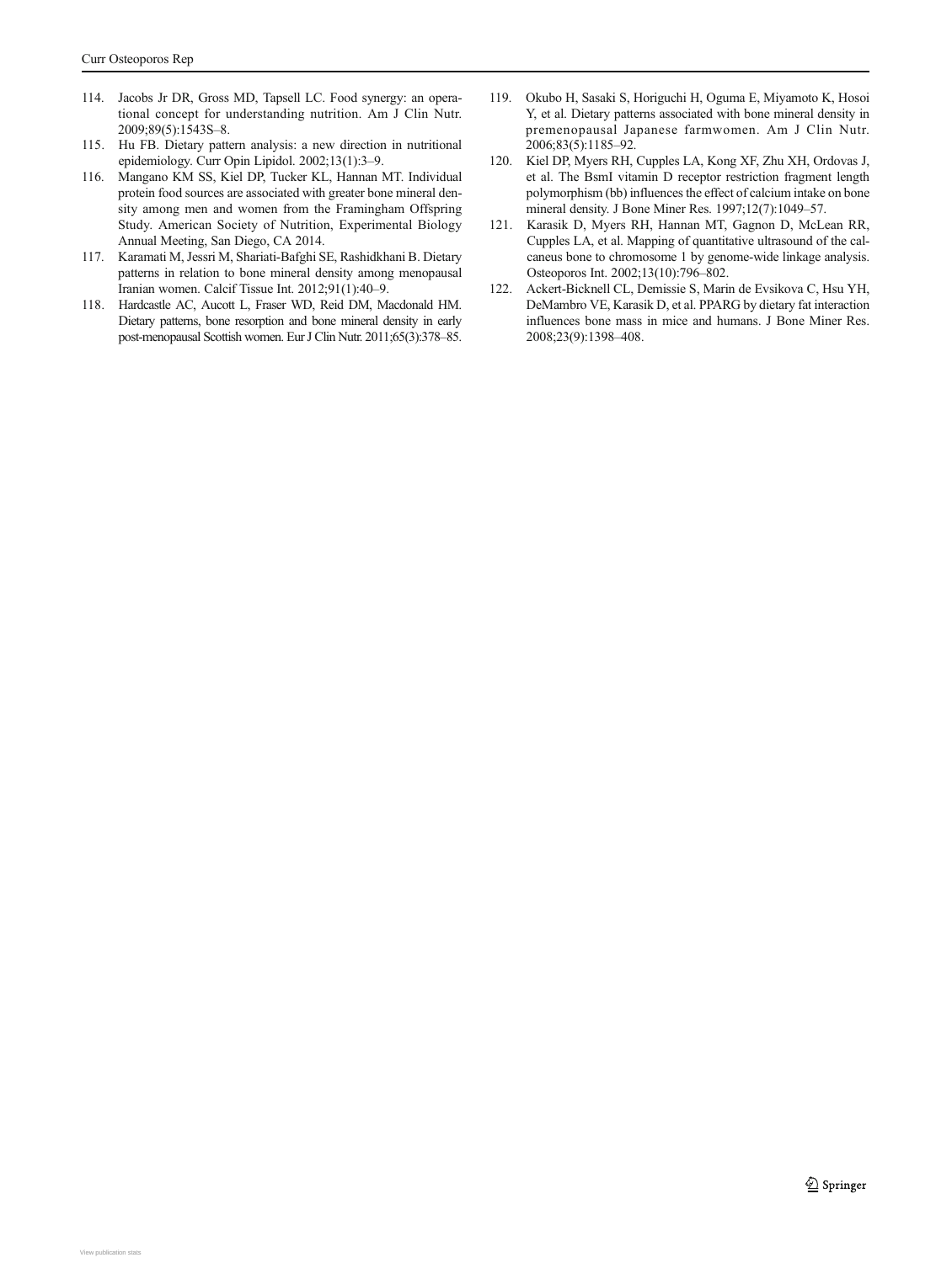114. Jacobs Jr DR, Gross MD, Tapsell LC. Food synergy: an operational concept for understanding nutrition. Am J Clin Nutr. 2009;89(5):1543S–8.
115. Hu FB. Dietary pattern analysis: a new direction in nutritional epidemiology. Curr Opin Lipidol. 2002;13(1):3–9.
116. Mangano KM SS, Kiel DP, Tucker KL, Hannan MT. Individual protein food sources are associated with greater bone mineral density among men and women from the Framingham Offspring Study. American Society of Nutrition, Experimental Biology Annual Meeting, San Diego, CA 2014.
117. Karamati M, Jessri M, Shariati-Bafghi SE, Rashidkhani B. Dietary patterns in relation to bone mineral density among menopausal Iranian women. Calcif Tissue Int. 2012;91(1):40–9.
118. Hardcastle AC, Aucott L, Fraser WD, Reid DM, Macdonald HM. Dietary patterns, bone resorption and bone mineral density in early post-menopausal Scottish women. Eur J Clin Nutr. 2011;65(3):378–85.
119. Okubo H, Sasaki S, Horiguchi H, Oguma E, Miyamoto K, Hosoi Y, et al. Dietary patterns associated with bone mineral density in premenopausal Japanese farmwomen. Am J Clin Nutr. 2006;83(5):1185–92.
120. Kiel DP, Myers RH, Cupples LA, Kong XF, Zhu XH, Ordovas J, et al. The BsmI vitamin D receptor restriction fragment length polymorphism (bb) influences the effect of calcium intake on bone mineral density. J Bone Miner Res. 1997;12(7):1049–57.
121. Karasik D, Myers RH, Hannan MT, Gagnon D, McLean RR, Cupples LA, et al. Mapping of quantitative ultrasound of the calcaneus bone to chromosome 1 by genome-wide linkage analysis. Osteoporos Int. 2002;13(10):796–802.
122. Ackert-Bicknell CL, Demissie S, Marin de Evsikova C, Hsu YH, DeMambro VE, Karasik D, et al. PPARG by dietary fat interaction influences bone mass in mice and humans. J Bone Miner Res. 2008;23(9):1398–408.